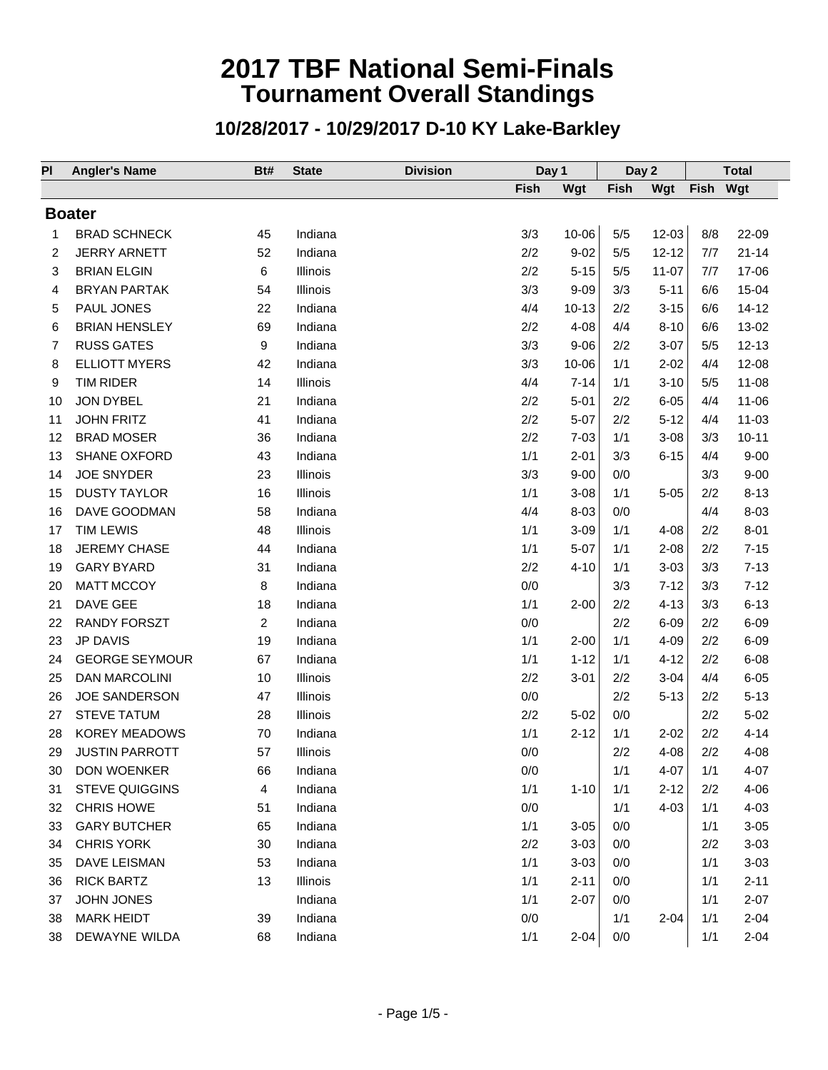# 2017 TBF National Semi-Finals
## Tournament Overall Standings

### 10/28/2017 - 10/29/2017 D-10 KY Lake-Barkley

| Pl | Angler's Name | Bt# | State | Division | Day 1 | | Day 2 | | Total | |
|---|---|---|---|---|---|---|---|---|---|---|
| | | | | | Fish | Wgt | Fish | Wgt | Fish | Wgt |
| **Boater** | | | | | | | | | | |
| 1 | BRAD SCHNECK | 45 | Indiana | | 3/3 | 10-06 | 5/5 | 12-03 | 8/8 | 22-09 |
| 2 | JERRY ARNETT | 52 | Indiana | | 2/2 | 9-02 | 5/5 | 12-12 | 7/7 | 21-14 |
| 3 | BRIAN ELGIN | 6 | Illinois | | 2/2 | 5-15 | 5/5 | 11-07 | 7/7 | 17-06 |
| 4 | BRYAN PARTAK | 54 | Illinois | | 3/3 | 9-09 | 3/3 | 5-11 | 6/6 | 15-04 |
| 5 | PAUL JONES | 22 | Indiana | | 4/4 | 10-13 | 2/2 | 3-15 | 6/6 | 14-12 |
| 6 | BRIAN HENSLEY | 69 | Indiana | | 2/2 | 4-08 | 4/4 | 8-10 | 6/6 | 13-02 |
| 7 | RUSS GATES | 9 | Indiana | | 3/3 | 9-06 | 2/2 | 3-07 | 5/5 | 12-13 |
| 8 | ELLIOTT MYERS | 42 | Indiana | | 3/3 | 10-06 | 1/1 | 2-02 | 4/4 | 12-08 |
| 9 | TIM RIDER | 14 | Illinois | | 4/4 | 7-14 | 1/1 | 3-10 | 5/5 | 11-08 |
| 10 | JON DYBEL | 21 | Indiana | | 2/2 | 5-01 | 2/2 | 6-05 | 4/4 | 11-06 |
| 11 | JOHN FRITZ | 41 | Indiana | | 2/2 | 5-07 | 2/2 | 5-12 | 4/4 | 11-03 |
| 12 | BRAD MOSER | 36 | Indiana | | 2/2 | 7-03 | 1/1 | 3-08 | 3/3 | 10-11 |
| 13 | SHANE OXFORD | 43 | Indiana | | 1/1 | 2-01 | 3/3 | 6-15 | 4/4 | 9-00 |
| 14 | JOE SNYDER | 23 | Illinois | | 3/3 | 9-00 | 0/0 | | 3/3 | 9-00 |
| 15 | DUSTY TAYLOR | 16 | Illinois | | 1/1 | 3-08 | 1/1 | 5-05 | 2/2 | 8-13 |
| 16 | DAVE GOODMAN | 58 | Indiana | | 4/4 | 8-03 | 0/0 | | 4/4 | 8-03 |
| 17 | TIM LEWIS | 48 | Illinois | | 1/1 | 3-09 | 1/1 | 4-08 | 2/2 | 8-01 |
| 18 | JEREMY CHASE | 44 | Indiana | | 1/1 | 5-07 | 1/1 | 2-08 | 2/2 | 7-15 |
| 19 | GARY BYARD | 31 | Indiana | | 2/2 | 4-10 | 1/1 | 3-03 | 3/3 | 7-13 |
| 20 | MATT MCCOY | 8 | Indiana | | 0/0 | | 3/3 | 7-12 | 3/3 | 7-12 |
| 21 | DAVE GEE | 18 | Indiana | | 1/1 | 2-00 | 2/2 | 4-13 | 3/3 | 6-13 |
| 22 | RANDY FORSZT | 2 | Indiana | | 0/0 | | 2/2 | 6-09 | 2/2 | 6-09 |
| 23 | JP DAVIS | 19 | Indiana | | 1/1 | 2-00 | 1/1 | 4-09 | 2/2 | 6-09 |
| 24 | GEORGE SEYMOUR | 67 | Indiana | | 1/1 | 1-12 | 1/1 | 4-12 | 2/2 | 6-08 |
| 25 | DAN MARCOLINI | 10 | Illinois | | 2/2 | 3-01 | 2/2 | 3-04 | 4/4 | 6-05 |
| 26 | JOE SANDERSON | 47 | Illinois | | 0/0 | | 2/2 | 5-13 | 2/2 | 5-13 |
| 27 | STEVE TATUM | 28 | Illinois | | 2/2 | 5-02 | 0/0 | | 2/2 | 5-02 |
| 28 | KOREY MEADOWS | 70 | Indiana | | 1/1 | 2-12 | 1/1 | 2-02 | 2/2 | 4-14 |
| 29 | JUSTIN PARROTT | 57 | Illinois | | 0/0 | | 2/2 | 4-08 | 2/2 | 4-08 |
| 30 | DON WOENKER | 66 | Indiana | | 0/0 | | 1/1 | 4-07 | 1/1 | 4-07 |
| 31 | STEVE QUIGGINS | 4 | Indiana | | 1/1 | 1-10 | 1/1 | 2-12 | 2/2 | 4-06 |
| 32 | CHRIS HOWE | 51 | Indiana | | 0/0 | | 1/1 | 4-03 | 1/1 | 4-03 |
| 33 | GARY BUTCHER | 65 | Indiana | | 1/1 | 3-05 | 0/0 | | 1/1 | 3-05 |
| 34 | CHRIS YORK | 30 | Indiana | | 2/2 | 3-03 | 0/0 | | 2/2 | 3-03 |
| 35 | DAVE LEISMAN | 53 | Indiana | | 1/1 | 3-03 | 0/0 | | 1/1 | 3-03 |
| 36 | RICK BARTZ | 13 | Illinois | | 1/1 | 2-11 | 0/0 | | 1/1 | 2-11 |
| 37 | JOHN JONES | | Indiana | | 1/1 | 2-07 | 0/0 | | 1/1 | 2-07 |
| 38 | MARK HEIDT | 39 | Indiana | | 0/0 | | 1/1 | 2-04 | 1/1 | 2-04 |
| 38 | DEWAYNE WILDA | 68 | Indiana | | 1/1 | 2-04 | 0/0 | | 1/1 | 2-04 |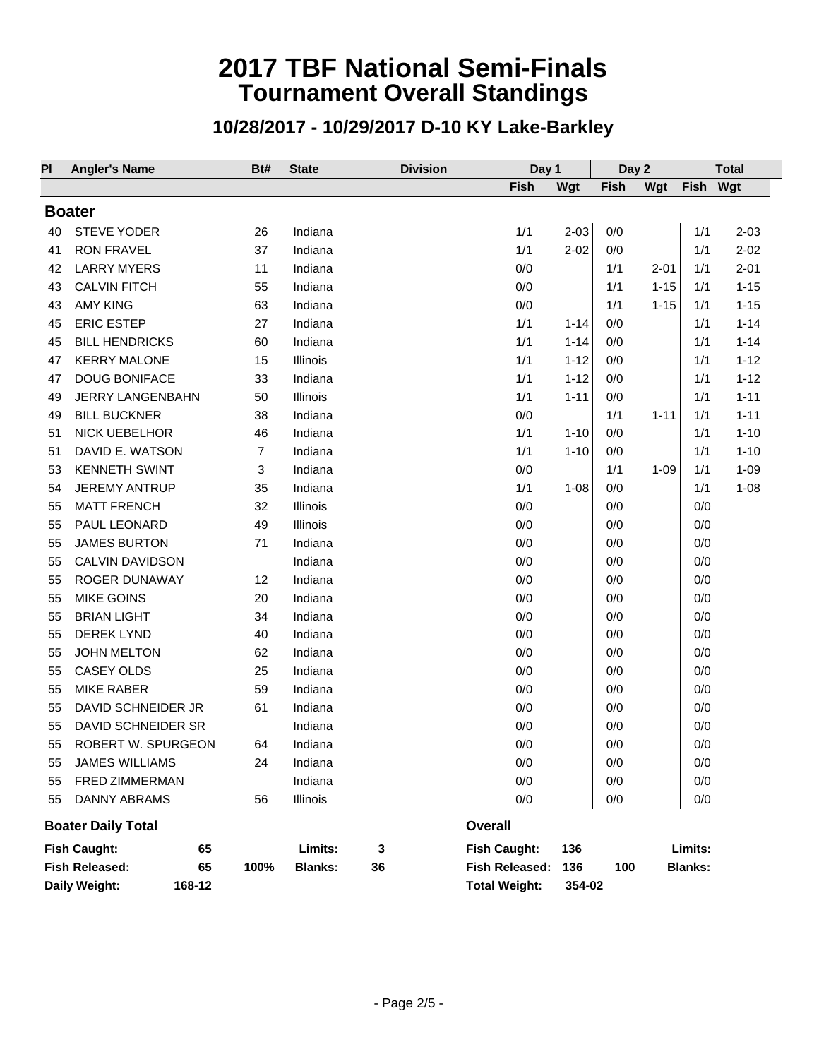# 2017 TBF National Semi-Finals
## Tournament Overall Standings

### 10/28/2017 - 10/29/2017 D-10 KY Lake-Barkley

| Pl | Angler's Name | Bt# | State | Division | Day 1 | | Day 2 | | Total | |
|---|---|---|---|---|---|---|---|---|---|---|
| | | | | | Fish | Wgt | Fish | Wgt | Fish | Wgt |
| **Boater** | | | | | | | | | | |
| 40 | STEVE YODER | 26 | Indiana | | 1/1 | 2-03 | 0/0 | | 1/1 | 2-03 |
| 41 | RON FRAVEL | 37 | Indiana | | 1/1 | 2-02 | 0/0 | | 1/1 | 2-02 |
| 42 | LARRY MYERS | 11 | Indiana | | 0/0 | | 1/1 | 2-01 | 1/1 | 2-01 |
| 43 | CALVIN FITCH | 55 | Indiana | | 0/0 | | 1/1 | 1-15 | 1/1 | 1-15 |
| 43 | AMY KING | 63 | Indiana | | 0/0 | | 1/1 | 1-15 | 1/1 | 1-15 |
| 45 | ERIC ESTEP | 27 | Indiana | | 1/1 | 1-14 | 0/0 | | 1/1 | 1-14 |
| 45 | BILL HENDRICKS | 60 | Indiana | | 1/1 | 1-14 | 0/0 | | 1/1 | 1-14 |
| 47 | KERRY MALONE | 15 | Illinois | | 1/1 | 1-12 | 0/0 | | 1/1 | 1-12 |
| 47 | DOUG BONIFACE | 33 | Indiana | | 1/1 | 1-12 | 0/0 | | 1/1 | 1-12 |
| 49 | JERRY LANGENBAHN | 50 | Illinois | | 1/1 | 1-11 | 0/0 | | 1/1 | 1-11 |
| 49 | BILL BUCKNER | 38 | Indiana | | 0/0 | | 1/1 | 1-11 | 1/1 | 1-11 |
| 51 | NICK UEBELHOR | 46 | Indiana | | 1/1 | 1-10 | 0/0 | | 1/1 | 1-10 |
| 51 | DAVID E. WATSON | 7 | Indiana | | 1/1 | 1-10 | 0/0 | | 1/1 | 1-10 |
| 53 | KENNETH SWINT | 3 | Indiana | | 0/0 | | 1/1 | 1-09 | 1/1 | 1-09 |
| 54 | JEREMY ANTRUP | 35 | Indiana | | 1/1 | 1-08 | 0/0 | | 1/1 | 1-08 |
| 55 | MATT FRENCH | 32 | Illinois | | 0/0 | | 0/0 | | 0/0 | |
| 55 | PAUL LEONARD | 49 | Illinois | | 0/0 | | 0/0 | | 0/0 | |
| 55 | JAMES BURTON | 71 | Indiana | | 0/0 | | 0/0 | | 0/0 | |
| 55 | CALVIN DAVIDSON | | Indiana | | 0/0 | | 0/0 | | 0/0 | |
| 55 | ROGER DUNAWAY | 12 | Indiana | | 0/0 | | 0/0 | | 0/0 | |
| 55 | MIKE GOINS | 20 | Indiana | | 0/0 | | 0/0 | | 0/0 | |
| 55 | BRIAN LIGHT | 34 | Indiana | | 0/0 | | 0/0 | | 0/0 | |
| 55 | DEREK LYND | 40 | Indiana | | 0/0 | | 0/0 | | 0/0 | |
| 55 | JOHN MELTON | 62 | Indiana | | 0/0 | | 0/0 | | 0/0 | |
| 55 | CASEY OLDS | 25 | Indiana | | 0/0 | | 0/0 | | 0/0 | |
| 55 | MIKE RABER | 59 | Indiana | | 0/0 | | 0/0 | | 0/0 | |
| 55 | DAVID SCHNEIDER JR | 61 | Indiana | | 0/0 | | 0/0 | | 0/0 | |
| 55 | DAVID SCHNEIDER SR | | Indiana | | 0/0 | | 0/0 | | 0/0 | |
| 55 | ROBERT W. SPURGEON | 64 | Indiana | | 0/0 | | 0/0 | | 0/0 | |
| 55 | JAMES WILLIAMS | 24 | Indiana | | 0/0 | | 0/0 | | 0/0 | |
| 55 | FRED ZIMMERMAN | | Indiana | | 0/0 | | 0/0 | | 0/0 | |
| 55 | DANNY ABRAMS | 56 | Illinois | | 0/0 | | 0/0 | | 0/0 | |

**Boater Daily Total**

| | | | | |
|---|---|---|---|---|
| **Fish Caught:** | **65** | | **Limits:** | **3** |
| **Fish Released:** | **65** | **100%** | **Blanks:** | **36** |
| **Daily Weight:** | **168-12** | | | |

**Overall**

| | | | |
|---|---|---|---|
| **Fish Caught:** | **136** | | **Limits:** |
| **Fish Released:** | **136** | **100** | **Blanks:** |
| **Total Weight:** | **354-02** | | |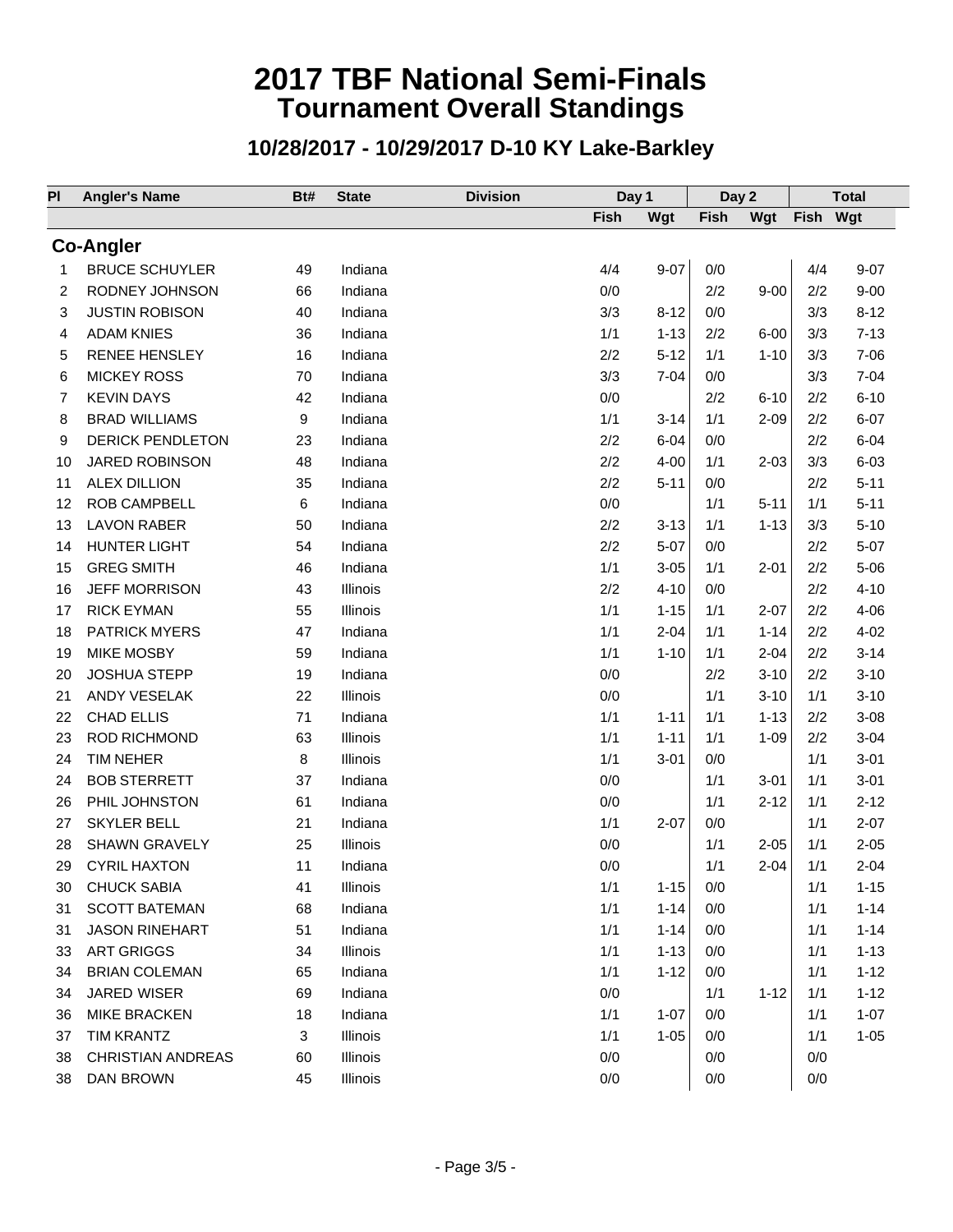# 2017 TBF National Semi-Finals
## Tournament Overall Standings

### 10/28/2017 - 10/29/2017 D-10 KY Lake-Barkley

| Pl | Angler's Name | Bt# | State | Division | Day 1 | | Day 2 | | Total | |
|---|---|---|---|---|---|---|---|---|---|---|
| | | | | | Fish | Wgt | Fish | Wgt | Fish | Wgt |
| **Co-Angler** | | | | | | | | | | |
| 1 | BRUCE SCHUYLER | 49 | Indiana | | 4/4 | 9-07 | 0/0 | | 4/4 | 9-07 |
| 2 | RODNEY JOHNSON | 66 | Indiana | | 0/0 | | 2/2 | 9-00 | 2/2 | 9-00 |
| 3 | JUSTIN ROBISON | 40 | Indiana | | 3/3 | 8-12 | 0/0 | | 3/3 | 8-12 |
| 4 | ADAM KNIES | 36 | Indiana | | 1/1 | 1-13 | 2/2 | 6-00 | 3/3 | 7-13 |
| 5 | RENEE HENSLEY | 16 | Indiana | | 2/2 | 5-12 | 1/1 | 1-10 | 3/3 | 7-06 |
| 6 | MICKEY ROSS | 70 | Indiana | | 3/3 | 7-04 | 0/0 | | 3/3 | 7-04 |
| 7 | KEVIN DAYS | 42 | Indiana | | 0/0 | | 2/2 | 6-10 | 2/2 | 6-10 |
| 8 | BRAD WILLIAMS | 9 | Indiana | | 1/1 | 3-14 | 1/1 | 2-09 | 2/2 | 6-07 |
| 9 | DERICK PENDLETON | 23 | Indiana | | 2/2 | 6-04 | 0/0 | | 2/2 | 6-04 |
| 10 | JARED ROBINSON | 48 | Indiana | | 2/2 | 4-00 | 1/1 | 2-03 | 3/3 | 6-03 |
| 11 | ALEX DILLION | 35 | Indiana | | 2/2 | 5-11 | 0/0 | | 2/2 | 5-11 |
| 12 | ROB CAMPBELL | 6 | Indiana | | 0/0 | | 1/1 | 5-11 | 1/1 | 5-11 |
| 13 | LAVON RABER | 50 | Indiana | | 2/2 | 3-13 | 1/1 | 1-13 | 3/3 | 5-10 |
| 14 | HUNTER LIGHT | 54 | Indiana | | 2/2 | 5-07 | 0/0 | | 2/2 | 5-07 |
| 15 | GREG SMITH | 46 | Indiana | | 1/1 | 3-05 | 1/1 | 2-01 | 2/2 | 5-06 |
| 16 | JEFF MORRISON | 43 | Illinois | | 2/2 | 4-10 | 0/0 | | 2/2 | 4-10 |
| 17 | RICK EYMAN | 55 | Illinois | | 1/1 | 1-15 | 1/1 | 2-07 | 2/2 | 4-06 |
| 18 | PATRICK MYERS | 47 | Indiana | | 1/1 | 2-04 | 1/1 | 1-14 | 2/2 | 4-02 |
| 19 | MIKE MOSBY | 59 | Indiana | | 1/1 | 1-10 | 1/1 | 2-04 | 2/2 | 3-14 |
| 20 | JOSHUA STEPP | 19 | Indiana | | 0/0 | | 2/2 | 3-10 | 2/2 | 3-10 |
| 21 | ANDY VESELAK | 22 | Illinois | | 0/0 | | 1/1 | 3-10 | 1/1 | 3-10 |
| 22 | CHAD ELLIS | 71 | Indiana | | 1/1 | 1-11 | 1/1 | 1-13 | 2/2 | 3-08 |
| 23 | ROD RICHMOND | 63 | Illinois | | 1/1 | 1-11 | 1/1 | 1-09 | 2/2 | 3-04 |
| 24 | TIM NEHER | 8 | Illinois | | 1/1 | 3-01 | 0/0 | | 1/1 | 3-01 |
| 24 | BOB STERRETT | 37 | Indiana | | 0/0 | | 1/1 | 3-01 | 1/1 | 3-01 |
| 26 | PHIL JOHNSTON | 61 | Indiana | | 0/0 | | 1/1 | 2-12 | 1/1 | 2-12 |
| 27 | SKYLER BELL | 21 | Indiana | | 1/1 | 2-07 | 0/0 | | 1/1 | 2-07 |
| 28 | SHAWN GRAVELY | 25 | Illinois | | 0/0 | | 1/1 | 2-05 | 1/1 | 2-05 |
| 29 | CYRIL HAXTON | 11 | Indiana | | 0/0 | | 1/1 | 2-04 | 1/1 | 2-04 |
| 30 | CHUCK SABIA | 41 | Illinois | | 1/1 | 1-15 | 0/0 | | 1/1 | 1-15 |
| 31 | SCOTT BATEMAN | 68 | Indiana | | 1/1 | 1-14 | 0/0 | | 1/1 | 1-14 |
| 31 | JASON RINEHART | 51 | Indiana | | 1/1 | 1-14 | 0/0 | | 1/1 | 1-14 |
| 33 | ART GRIGGS | 34 | Illinois | | 1/1 | 1-13 | 0/0 | | 1/1 | 1-13 |
| 34 | BRIAN COLEMAN | 65 | Indiana | | 1/1 | 1-12 | 0/0 | | 1/1 | 1-12 |
| 34 | JARED WISER | 69 | Indiana | | 0/0 | | 1/1 | 1-12 | 1/1 | 1-12 |
| 36 | MIKE BRACKEN | 18 | Indiana | | 1/1 | 1-07 | 0/0 | | 1/1 | 1-07 |
| 37 | TIM KRANTZ | 3 | Illinois | | 1/1 | 1-05 | 0/0 | | 1/1 | 1-05 |
| 38 | CHRISTIAN ANDREAS | 60 | Illinois | | 0/0 | | 0/0 | | 0/0 | |
| 38 | DAN BROWN | 45 | Illinois | | 0/0 | | 0/0 | | 0/0 | |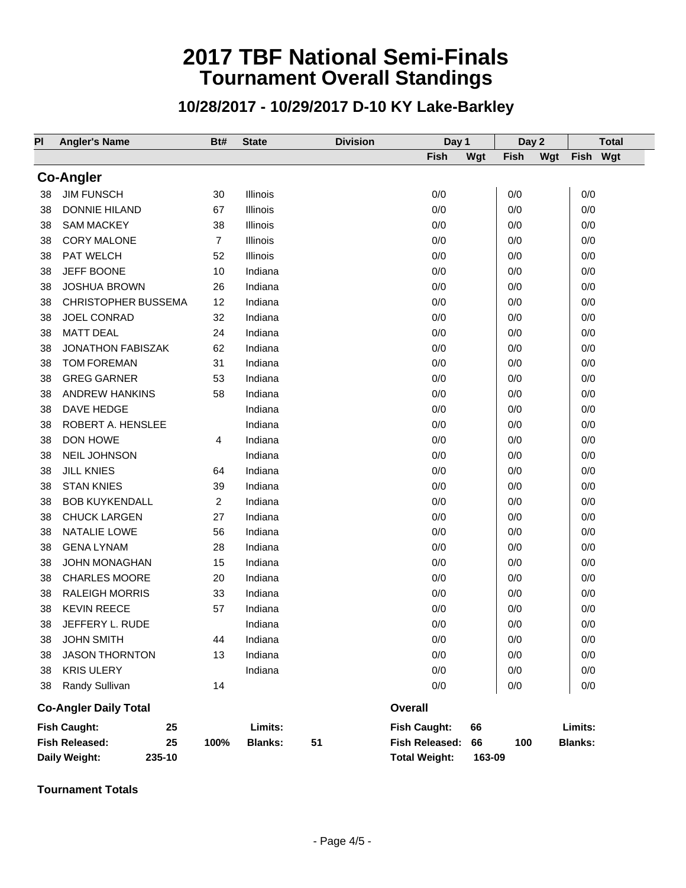# 2017 TBF National Semi-Finals
## Tournament Overall Standings

### 10/28/2017 - 10/29/2017 D-10 KY Lake-Barkley

| Pl | Angler's Name | Bt# | State | Division | Day 1 | | Day 2 | | Total | |
|---|---|---|---|---|---|---|---|---|---|---|
| | | | | | Fish | Wgt | Fish | Wgt | Fish | Wgt |
| **Co-Angler** | | | | | | | | | | |
| 38 | JIM FUNSCH | 30 | Illinois | | 0/0 | | 0/0 | | 0/0 | |
| 38 | DONNIE HILAND | 67 | Illinois | | 0/0 | | 0/0 | | 0/0 | |
| 38 | SAM MACKEY | 38 | Illinois | | 0/0 | | 0/0 | | 0/0 | |
| 38 | CORY MALONE | 7 | Illinois | | 0/0 | | 0/0 | | 0/0 | |
| 38 | PAT WELCH | 52 | Illinois | | 0/0 | | 0/0 | | 0/0 | |
| 38 | JEFF BOONE | 10 | Indiana | | 0/0 | | 0/0 | | 0/0 | |
| 38 | JOSHUA BROWN | 26 | Indiana | | 0/0 | | 0/0 | | 0/0 | |
| 38 | CHRISTOPHER BUSSEMA | 12 | Indiana | | 0/0 | | 0/0 | | 0/0 | |
| 38 | JOEL CONRAD | 32 | Indiana | | 0/0 | | 0/0 | | 0/0 | |
| 38 | MATT DEAL | 24 | Indiana | | 0/0 | | 0/0 | | 0/0 | |
| 38 | JONATHON FABISZAK | 62 | Indiana | | 0/0 | | 0/0 | | 0/0 | |
| 38 | TOM FOREMAN | 31 | Indiana | | 0/0 | | 0/0 | | 0/0 | |
| 38 | GREG GARNER | 53 | Indiana | | 0/0 | | 0/0 | | 0/0 | |
| 38 | ANDREW HANKINS | 58 | Indiana | | 0/0 | | 0/0 | | 0/0 | |
| 38 | DAVE HEDGE | | Indiana | | 0/0 | | 0/0 | | 0/0 | |
| 38 | ROBERT A. HENSLEE | | Indiana | | 0/0 | | 0/0 | | 0/0 | |
| 38 | DON HOWE | 4 | Indiana | | 0/0 | | 0/0 | | 0/0 | |
| 38 | NEIL JOHNSON | | Indiana | | 0/0 | | 0/0 | | 0/0 | |
| 38 | JILL KNIES | 64 | Indiana | | 0/0 | | 0/0 | | 0/0 | |
| 38 | STAN KNIES | 39 | Indiana | | 0/0 | | 0/0 | | 0/0 | |
| 38 | BOB KUYKENDALL | 2 | Indiana | | 0/0 | | 0/0 | | 0/0 | |
| 38 | CHUCK LARGEN | 27 | Indiana | | 0/0 | | 0/0 | | 0/0 | |
| 38 | NATALIE LOWE | 56 | Indiana | | 0/0 | | 0/0 | | 0/0 | |
| 38 | GENA LYNAM | 28 | Indiana | | 0/0 | | 0/0 | | 0/0 | |
| 38 | JOHN MONAGHAN | 15 | Indiana | | 0/0 | | 0/0 | | 0/0 | |
| 38 | CHARLES MOORE | 20 | Indiana | | 0/0 | | 0/0 | | 0/0 | |
| 38 | RALEIGH MORRIS | 33 | Indiana | | 0/0 | | 0/0 | | 0/0 | |
| 38 | KEVIN REECE | 57 | Indiana | | 0/0 | | 0/0 | | 0/0 | |
| 38 | JEFFERY L. RUDE | | Indiana | | 0/0 | | 0/0 | | 0/0 | |
| 38 | JOHN SMITH | 44 | Indiana | | 0/0 | | 0/0 | | 0/0 | |
| 38 | JASON THORNTON | 13 | Indiana | | 0/0 | | 0/0 | | 0/0 | |
| 38 | KRIS ULERY | | Indiana | | 0/0 | | 0/0 | | 0/0 | |
| 38 | Randy Sullivan | 14 | | | 0/0 | | 0/0 | | 0/0 | |

| **Co-Angler Daily Total** | | | | | **Overall** | | | |
|---|---|---|---|---|---|---|---|---|
| **Fish Caught:** | **25** | | **Limits:** | | **Fish Caught:** | **66** | | **Limits:** |
| **Fish Released:** | **25** | **100%** | **Blanks:** | **51** | **Fish Released:** | **66** | **100** | **Blanks:** |
| **Daily Weight:** | **235-10** | | | | **Total Weight:** | **163-09** | | |

**Tournament Totals**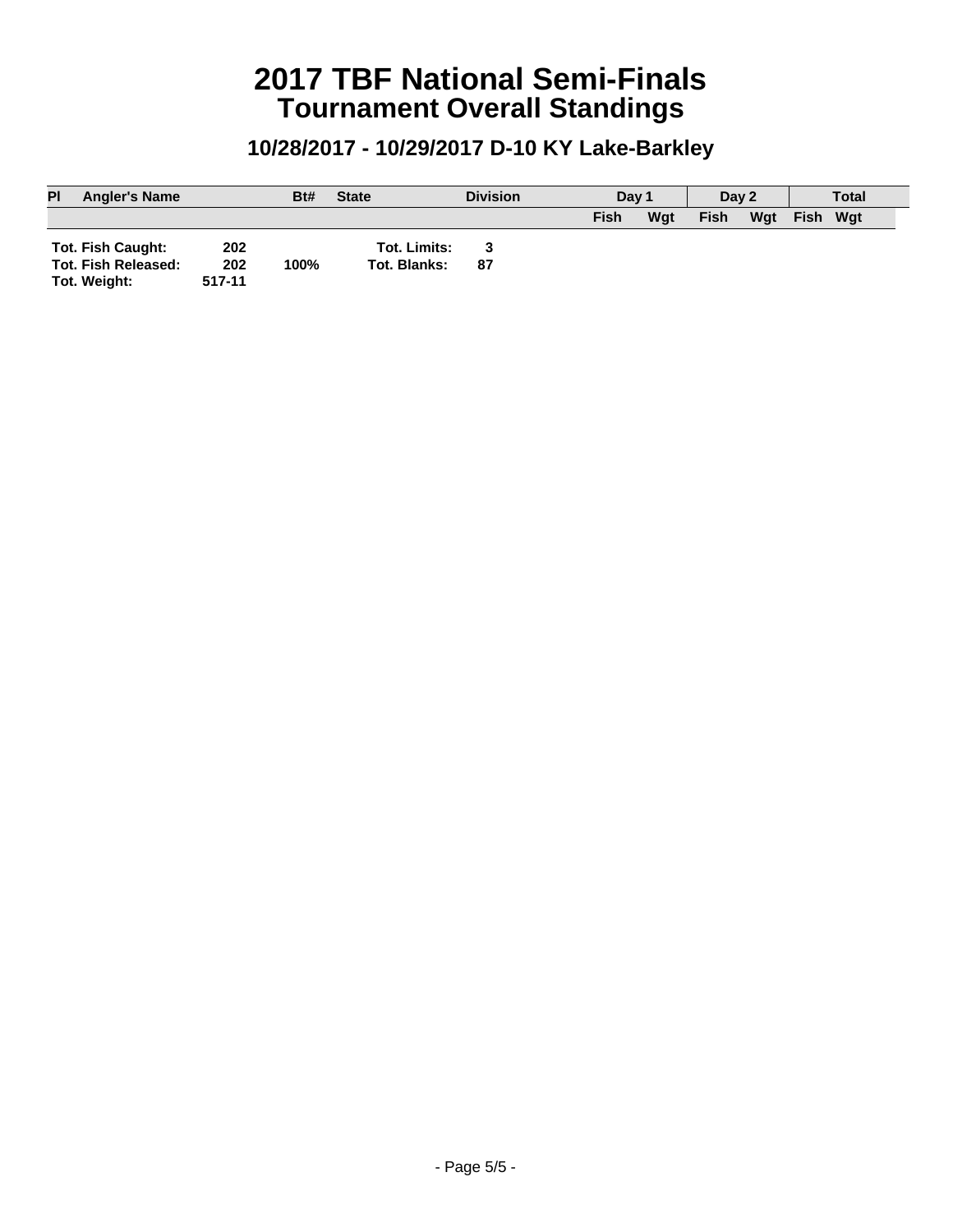# 2017 TBF National Semi-Finals
## Tournament Overall Standings

### 10/28/2017 - 10/29/2017 D-10 KY Lake-Barkley

| Pl | Angler's Name | Bt# | State | Division | Day 1 | | Day 2 | | Total | |
|---|---|---|---|---|---|---|---|---|---|---|
| | | | | | Fish | Wgt | Fish | Wgt | Fish | Wgt |

| | | | | |
|---|---|---|---|---|
| **Tot. Fish Caught:** | **202** | | **Tot. Limits:** | **3** |
| **Tot. Fish Released:** | **202** | **100%** | **Tot. Blanks:** | **87** |
| **Tot. Weight:** | **517-11** | | | |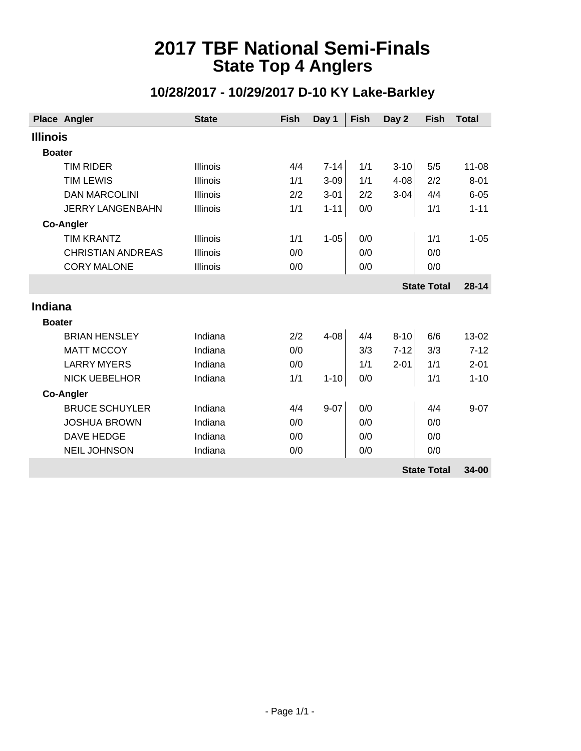# 2017 TBF National Semi-Finals
## State Top 4 Anglers

### 10/28/2017 - 10/29/2017 D-10 KY Lake-Barkley

| Place | Angler | State | Fish | Day 1 | Fish | Day 2 | Fish | Total |
|---|---|---|---|---|---|---|---|---|
| **Illinois** | | | | | | | | |
| **Boater** | | | | | | | | |
| | TIM RIDER | Illinois | 4/4 | 7-14 | 1/1 | 3-10 | 5/5 | 11-08 |
| | TIM LEWIS | Illinois | 1/1 | 3-09 | 1/1 | 4-08 | 2/2 | 8-01 |
| | DAN MARCOLINI | Illinois | 2/2 | 3-01 | 2/2 | 3-04 | 4/4 | 6-05 |
| | JERRY LANGENBAHN | Illinois | 1/1 | 1-11 | 0/0 | | 1/1 | 1-11 |
| **Co-Angler** | | | | | | | | |
| | TIM KRANTZ | Illinois | 1/1 | 1-05 | 0/0 | | 1/1 | 1-05 |
| | CHRISTIAN ANDREAS | Illinois | 0/0 | | 0/0 | | 0/0 | |
| | CORY MALONE | Illinois | 0/0 | | 0/0 | | 0/0 | |
| | | | | | | | **State Total** | **28-14** |
| **Indiana** | | | | | | | | |
| **Boater** | | | | | | | | |
| | BRIAN HENSLEY | Indiana | 2/2 | 4-08 | 4/4 | 8-10 | 6/6 | 13-02 |
| | MATT MCCOY | Indiana | 0/0 | | 3/3 | 7-12 | 3/3 | 7-12 |
| | LARRY MYERS | Indiana | 0/0 | | 1/1 | 2-01 | 1/1 | 2-01 |
| | NICK UEBELHOR | Indiana | 1/1 | 1-10 | 0/0 | | 1/1 | 1-10 |
| **Co-Angler** | | | | | | | | |
| | BRUCE SCHUYLER | Indiana | 4/4 | 9-07 | 0/0 | | 4/4 | 9-07 |
| | JOSHUA BROWN | Indiana | 0/0 | | 0/0 | | 0/0 | |
| | DAVE HEDGE | Indiana | 0/0 | | 0/0 | | 0/0 | |
| | NEIL JOHNSON | Indiana | 0/0 | | 0/0 | | 0/0 | |
| | | | | | | | **State Total** | **34-00** |